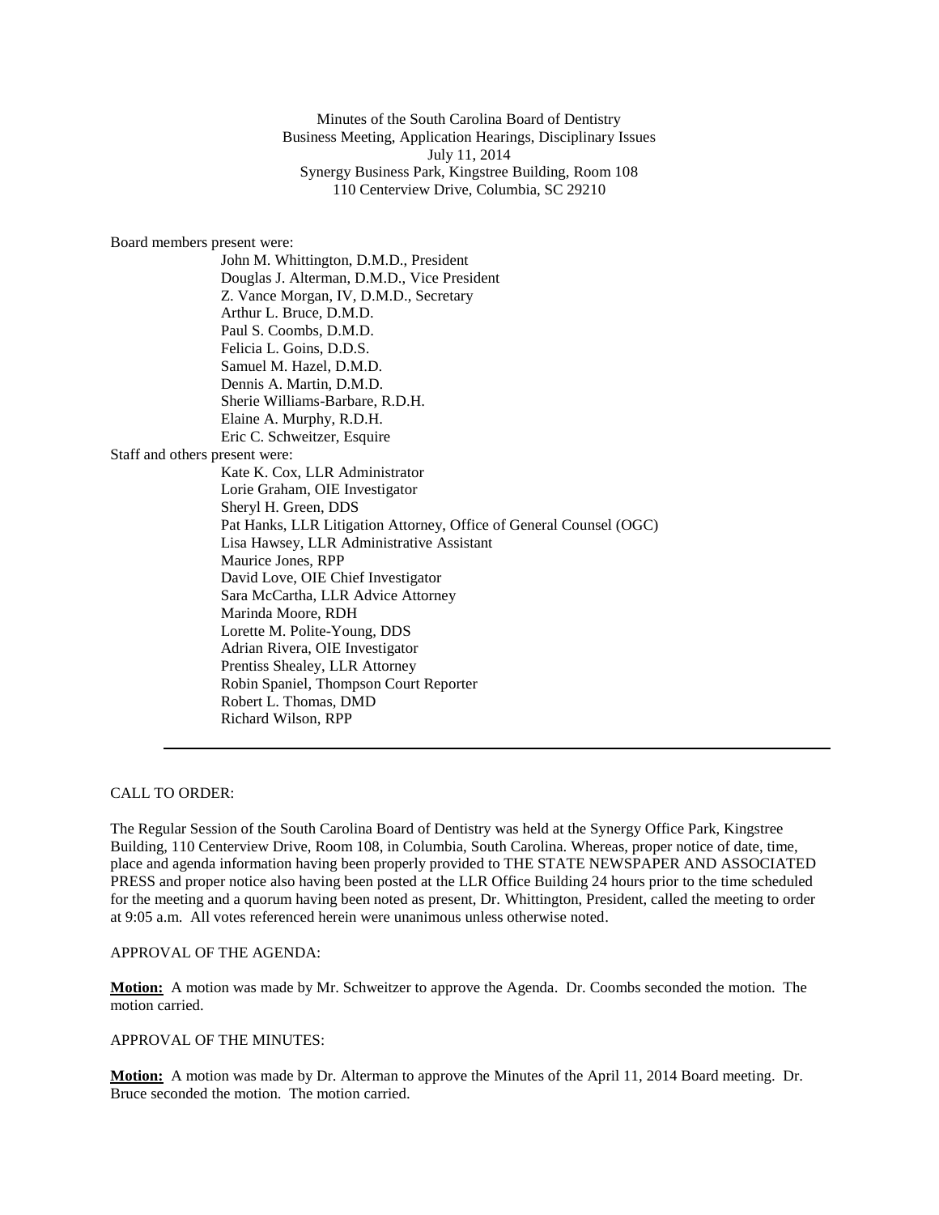Minutes of the South Carolina Board of Dentistry
Business Meeting, Application Hearings, Disciplinary Issues
July 11, 2014
Synergy Business Park, Kingstree Building, Room 108
110 Centerview Drive, Columbia, SC 29210

Board members present were:

- John M. Whittington, D.M.D., President
- Douglas J. Alterman, D.M.D., Vice President
- Z. Vance Morgan, IV, D.M.D., Secretary
- Arthur L. Bruce, D.M.D.
- Paul S. Coombs, D.M.D.
- Felicia L. Goins, D.D.S.
- Samuel M. Hazel, D.M.D.
- Dennis A. Martin, D.M.D.
- Sherie Williams-Barbare, R.D.H.
- Elaine A. Murphy, R.D.H.
- Eric C. Schweitzer, Esquire

Staff and others present were:

- Kate K. Cox, LLR Administrator
- Lorie Graham, OIE Investigator
- Sheryl H. Green, DDS
- Pat Hanks, LLR Litigation Attorney, Office of General Counsel (OGC)
- Lisa Hawsey, LLR Administrative Assistant
- Maurice Jones, RPP
- David Love, OIE Chief Investigator
- Sara McCartha, LLR Advice Attorney
- Marinda Moore, RDH
- Lorette M. Polite-Young, DDS
- Adrian Rivera, OIE Investigator
- Prentiss Shealey, LLR Attorney
- Robin Spaniel, Thompson Court Reporter
- Robert L. Thomas, DMD
- Richard Wilson, RPP

---

CALL TO ORDER:

The Regular Session of the South Carolina Board of Dentistry was held at the Synergy Office Park, Kingstree Building, 110 Centerview Drive, Room 108, in Columbia, South Carolina. Whereas, proper notice of date, time, place and agenda information having been properly provided to THE STATE NEWSPAPER AND ASSOCIATED PRESS and proper notice also having been posted at the LLR Office Building 24 hours prior to the time scheduled for the meeting and a quorum having been noted as present, Dr. Whittington, President, called the meeting to order at 9:05 a.m. All votes referenced herein were unanimous unless otherwise noted.

APPROVAL OF THE AGENDA:

**Motion:** A motion was made by Mr. Schweitzer to approve the Agenda. Dr. Coombs seconded the motion. The motion carried.

APPROVAL OF THE MINUTES:

**Motion:** A motion was made by Dr. Alterman to approve the Minutes of the April 11, 2014 Board meeting. Dr. Bruce seconded the motion. The motion carried.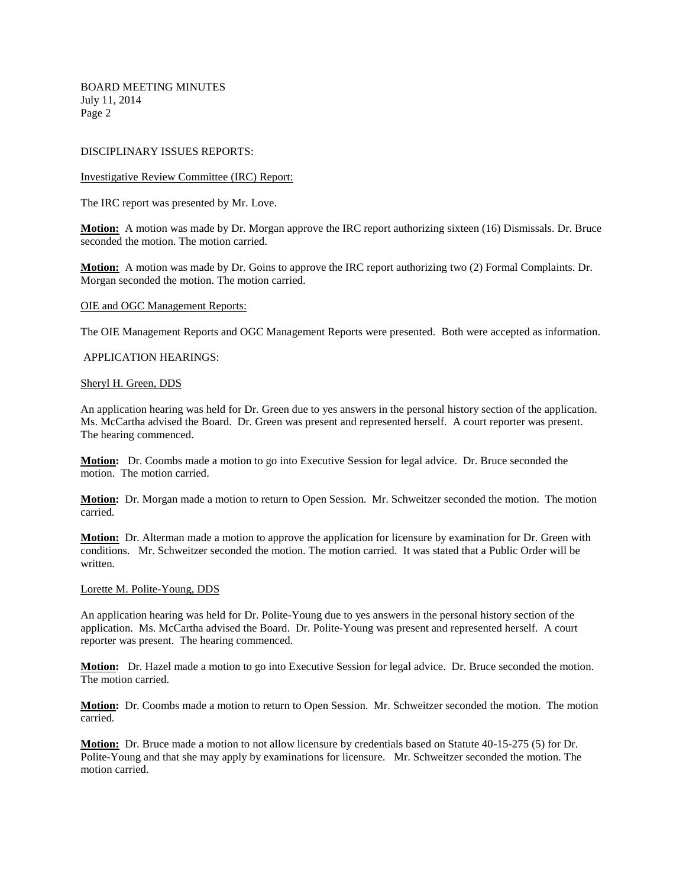DISCIPLINARY ISSUES REPORTS:

Investigative Review Committee (IRC) Report:

The IRC report was presented by Mr. Love.

**Motion:** A motion was made by Dr. Morgan approve the IRC report authorizing sixteen (16) Dismissals. Dr. Bruce seconded the motion. The motion carried.

**Motion:** A motion was made by Dr. Goins to approve the IRC report authorizing two (2) Formal Complaints. Dr. Morgan seconded the motion. The motion carried.

OIE and OGC Management Reports:

The OIE Management Reports and OGC Management Reports were presented. Both were accepted as information.

APPLICATION HEARINGS:

Sheryl H. Green, DDS

An application hearing was held for Dr. Green due to yes answers in the personal history section of the application. Ms. McCartha advised the Board. Dr. Green was present and represented herself. A court reporter was present. The hearing commenced.

**Motion:** Dr. Coombs made a motion to go into Executive Session for legal advice. Dr. Bruce seconded the motion. The motion carried.

**Motion:** Dr. Morgan made a motion to return to Open Session. Mr. Schweitzer seconded the motion. The motion carried.

**Motion:** Dr. Alterman made a motion to approve the application for licensure by examination for Dr. Green with conditions. Mr. Schweitzer seconded the motion. The motion carried. It was stated that a Public Order will be written.

Lorette M. Polite-Young, DDS

An application hearing was held for Dr. Polite-Young due to yes answers in the personal history section of the application. Ms. McCartha advised the Board. Dr. Polite-Young was present and represented herself. A court reporter was present. The hearing commenced.

**Motion:** Dr. Hazel made a motion to go into Executive Session for legal advice. Dr. Bruce seconded the motion. The motion carried.

**Motion:** Dr. Coombs made a motion to return to Open Session. Mr. Schweitzer seconded the motion. The motion carried.

**Motion:** Dr. Bruce made a motion to not allow licensure by credentials based on Statute 40-15-275 (5) for Dr. Polite-Young and that she may apply by examinations for licensure. Mr. Schweitzer seconded the motion. The motion carried.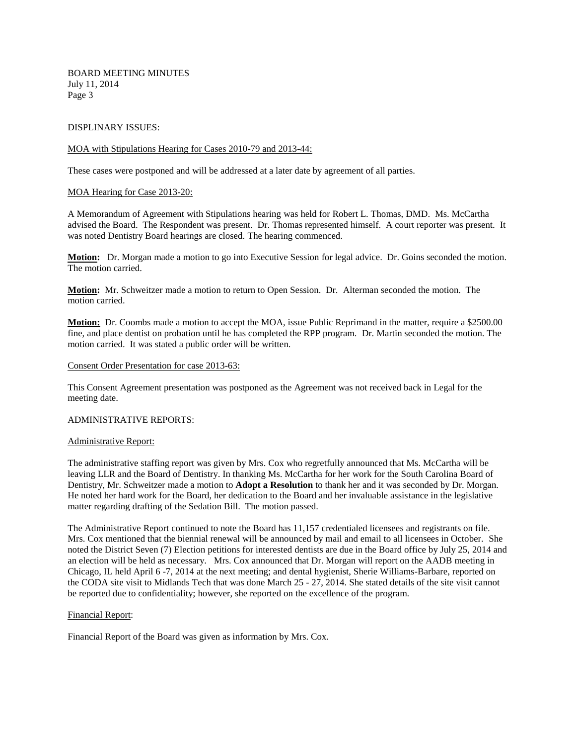DISPLINARY ISSUES:

MOA with Stipulations Hearing for Cases 2010-79 and 2013-44:

These cases were postponed and will be addressed at a later date by agreement of all parties.

MOA Hearing for Case 2013-20:

A Memorandum of Agreement with Stipulations hearing was held for Robert L. Thomas, DMD. Ms. McCartha advised the Board. The Respondent was present. Dr. Thomas represented himself. A court reporter was present. It was noted Dentistry Board hearings are closed. The hearing commenced.

**Motion:** Dr. Morgan made a motion to go into Executive Session for legal advice. Dr. Goins seconded the motion. The motion carried.

**Motion:** Mr. Schweitzer made a motion to return to Open Session. Dr. Alterman seconded the motion. The motion carried.

**Motion:** Dr. Coombs made a motion to accept the MOA, issue Public Reprimand in the matter, require a $2500.00 fine, and place dentist on probation until he has completed the RPP program. Dr. Martin seconded the motion. The motion carried. It was stated a public order will be written.

Consent Order Presentation for case 2013-63:

This Consent Agreement presentation was postponed as the Agreement was not received back in Legal for the meeting date.

ADMINISTRATIVE REPORTS:

Administrative Report:

The administrative staffing report was given by Mrs. Cox who regretfully announced that Ms. McCartha will be leaving LLR and the Board of Dentistry. In thanking Ms. McCartha for her work for the South Carolina Board of Dentistry, Mr. Schweitzer made a motion to **Adopt a Resolution** to thank her and it was seconded by Dr. Morgan. He noted her hard work for the Board, her dedication to the Board and her invaluable assistance in the legislative matter regarding drafting of the Sedation Bill. The motion passed.

The Administrative Report continued to note the Board has 11,157 credentialed licensees and registrants on file. Mrs. Cox mentioned that the biennial renewal will be announced by mail and email to all licensees in October. She noted the District Seven (7) Election petitions for interested dentists are due in the Board office by July 25, 2014 and an election will be held as necessary. Mrs. Cox announced that Dr. Morgan will report on the AADB meeting in Chicago, IL held April 6 -7, 2014 at the next meeting; and dental hygienist, Sherie Williams-Barbare, reported on the CODA site visit to Midlands Tech that was done March 25 - 27, 2014. She stated details of the site visit cannot be reported due to confidentiality; however, she reported on the excellence of the program.

Financial Report:

Financial Report of the Board was given as information by Mrs. Cox.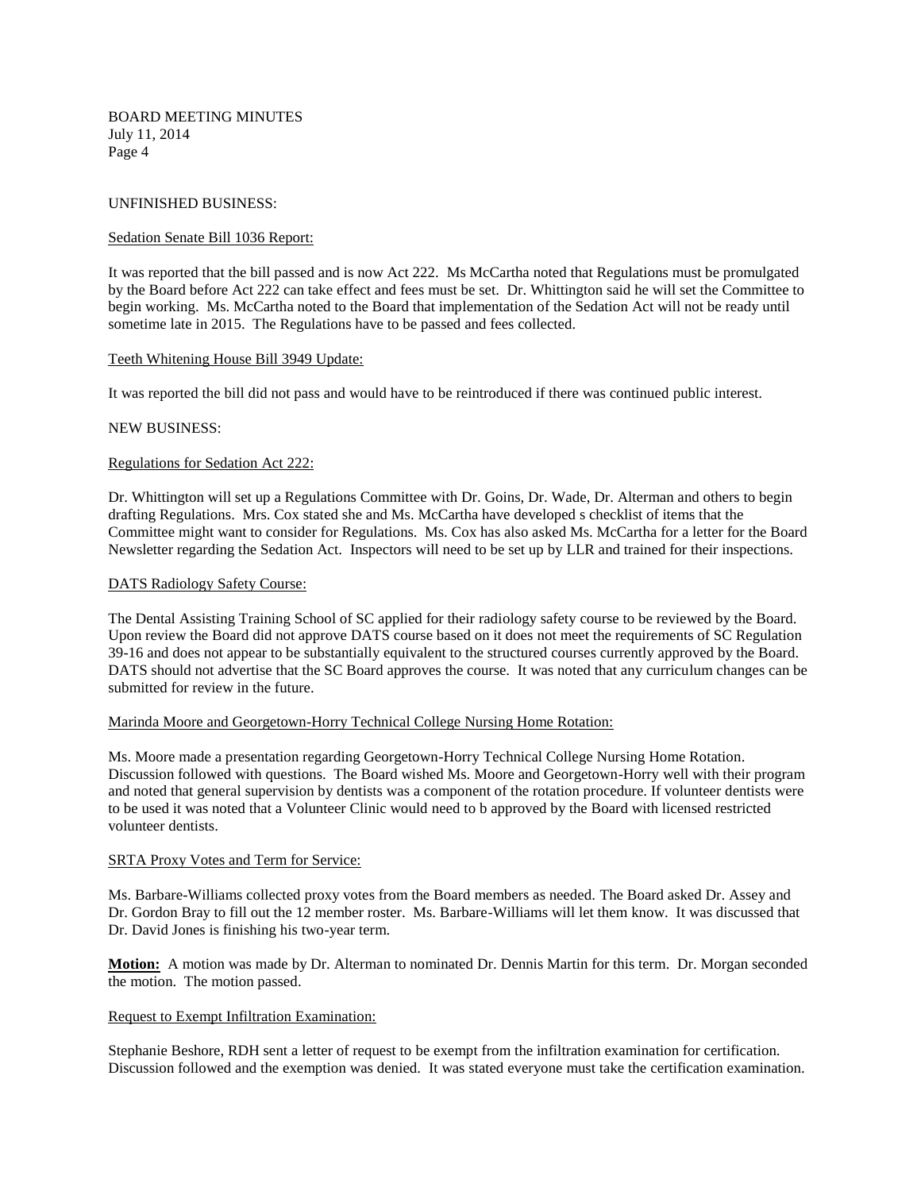UNFINISHED BUSINESS:

Sedation Senate Bill 1036 Report:

It was reported that the bill passed and is now Act 222. Ms McCartha noted that Regulations must be promulgated by the Board before Act 222 can take effect and fees must be set. Dr. Whittington said he will set the Committee to begin working. Ms. McCartha noted to the Board that implementation of the Sedation Act will not be ready until sometime late in 2015. The Regulations have to be passed and fees collected.

Teeth Whitening House Bill 3949 Update:

It was reported the bill did not pass and would have to be reintroduced if there was continued public interest.

NEW BUSINESS:

Regulations for Sedation Act 222:

Dr. Whittington will set up a Regulations Committee with Dr. Goins, Dr. Wade, Dr. Alterman and others to begin drafting Regulations. Mrs. Cox stated she and Ms. McCartha have developed s checklist of items that the Committee might want to consider for Regulations. Ms. Cox has also asked Ms. McCartha for a letter for the Board Newsletter regarding the Sedation Act. Inspectors will need to be set up by LLR and trained for their inspections.

DATS Radiology Safety Course:

The Dental Assisting Training School of SC applied for their radiology safety course to be reviewed by the Board. Upon review the Board did not approve DATS course based on it does not meet the requirements of SC Regulation 39-16 and does not appear to be substantially equivalent to the structured courses currently approved by the Board. DATS should not advertise that the SC Board approves the course. It was noted that any curriculum changes can be submitted for review in the future.

Marinda Moore and Georgetown-Horry Technical College Nursing Home Rotation:

Ms. Moore made a presentation regarding Georgetown-Horry Technical College Nursing Home Rotation. Discussion followed with questions. The Board wished Ms. Moore and Georgetown-Horry well with their program and noted that general supervision by dentists was a component of the rotation procedure. If volunteer dentists were to be used it was noted that a Volunteer Clinic would need to b approved by the Board with licensed restricted volunteer dentists.

SRTA Proxy Votes and Term for Service:

Ms. Barbare-Williams collected proxy votes from the Board members as needed. The Board asked Dr. Assey and Dr. Gordon Bray to fill out the 12 member roster. Ms. Barbare-Williams will let them know. It was discussed that Dr. David Jones is finishing his two-year term.

**Motion:** A motion was made by Dr. Alterman to nominated Dr. Dennis Martin for this term. Dr. Morgan seconded the motion. The motion passed.

Request to Exempt Infiltration Examination:

Stephanie Beshore, RDH sent a letter of request to be exempt from the infiltration examination for certification. Discussion followed and the exemption was denied. It was stated everyone must take the certification examination.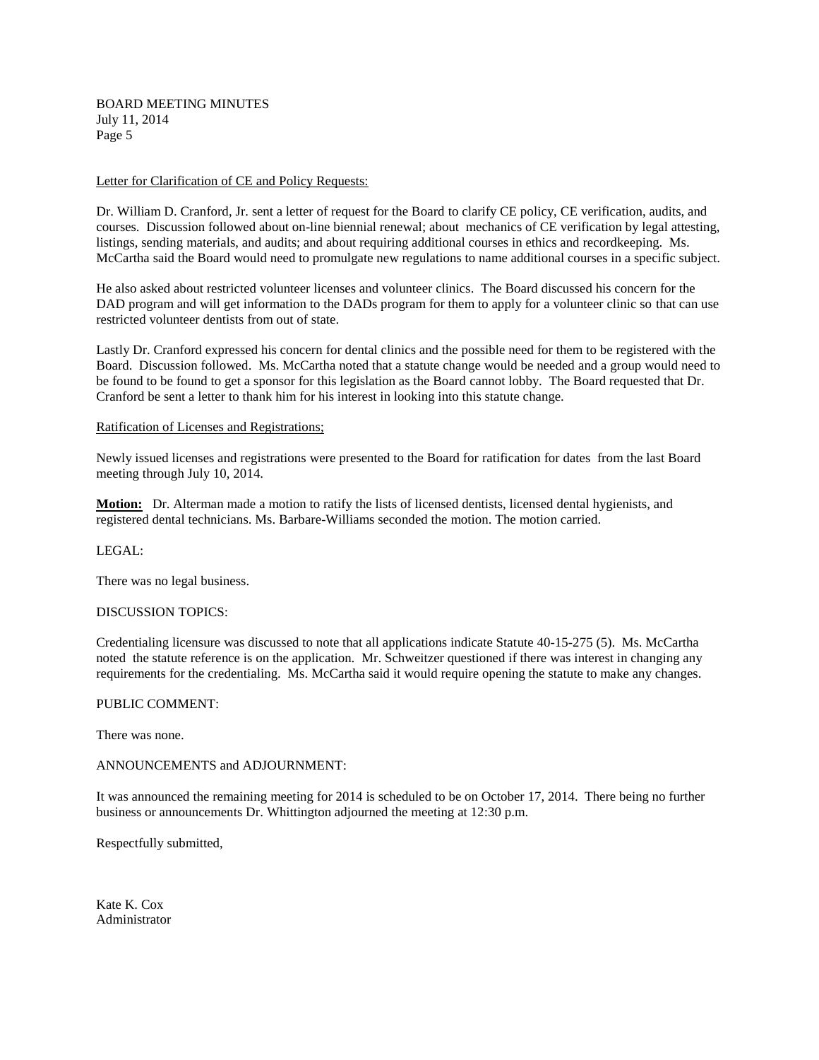Letter for Clarification of CE and Policy Requests:

Dr. William D. Cranford, Jr. sent a letter of request for the Board to clarify CE policy, CE verification, audits, and courses. Discussion followed about on-line biennial renewal; about mechanics of CE verification by legal attesting, listings, sending materials, and audits; and about requiring additional courses in ethics and recordkeeping. Ms. McCartha said the Board would need to promulgate new regulations to name additional courses in a specific subject.

He also asked about restricted volunteer licenses and volunteer clinics. The Board discussed his concern for the DAD program and will get information to the DADs program for them to apply for a volunteer clinic so that can use restricted volunteer dentists from out of state.

Lastly Dr. Cranford expressed his concern for dental clinics and the possible need for them to be registered with the Board. Discussion followed. Ms. McCartha noted that a statute change would be needed and a group would need to be found to be found to get a sponsor for this legislation as the Board cannot lobby. The Board requested that Dr. Cranford be sent a letter to thank him for his interest in looking into this statute change.

Ratification of Licenses and Registrations;

Newly issued licenses and registrations were presented to the Board for ratification for dates from the last Board meeting through July 10, 2014.

**Motion:** Dr. Alterman made a motion to ratify the lists of licensed dentists, licensed dental hygienists, and registered dental technicians. Ms. Barbare-Williams seconded the motion. The motion carried.

LEGAL:

There was no legal business.

DISCUSSION TOPICS:

Credentialing licensure was discussed to note that all applications indicate Statute 40-15-275 (5). Ms. McCartha noted the statute reference is on the application. Mr. Schweitzer questioned if there was interest in changing any requirements for the credentialing. Ms. McCartha said it would require opening the statute to make any changes.

PUBLIC COMMENT:

There was none.

ANNOUNCEMENTS and ADJOURNMENT:

It was announced the remaining meeting for 2014 is scheduled to be on October 17, 2014. There being no further business or announcements Dr. Whittington adjourned the meeting at 12:30 p.m.

Respectfully submitted,

Kate K. Cox
Administrator